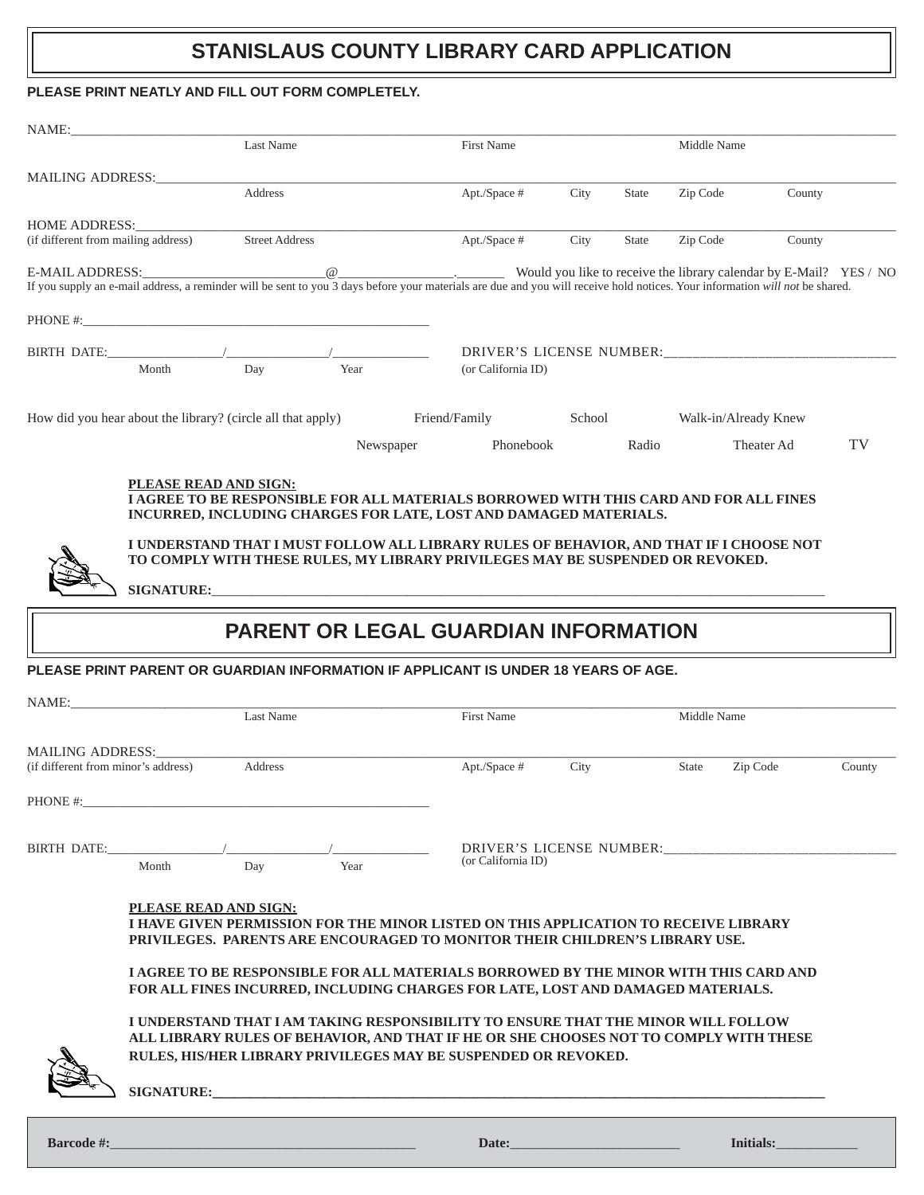# STANISLAUS COUNTY LIBRARY CARD APPLICATION

**PLEASE PRINT NEATLY AND FILL OUT FORM COMPLETELY.**

NAME:______________________________________________________________________________
Last Name | First Name | Middle Name

MAILING ADDRESS:____________________________________________________________________
Address | Apt./Space # | City | State | Zip Code | County

HOME ADDRESS:_______________________________________________________________________
(if different from mailing address) | Street Address | Apt./Space # | City | State | Zip Code | County

E-MAIL ADDRESS:__________________________@________________.________ Would you like to receive the library calendar by E-Mail? YES / NO

If you supply an e-mail address, a reminder will be sent to you 3 days before your materials are due and you will receive hold notices. Your information *will not* be shared.

PHONE #:____________________________________________________

BIRTH DATE:________________/_______________/______________
Month | Day | Year

DRIVER'S LICENSE NUMBER:_________________________________
(or California ID)

How did you hear about the library? (circle all that apply) Friend/Family School Walk-in/Already Knew Newspaper Phonebook Radio Theater Ad TV

**PLEASE READ AND SIGN:**

**I AGREE TO BE RESPONSIBLE FOR ALL MATERIALS BORROWED WITH THIS CARD AND FOR ALL FINES INCURRED, INCLUDING CHARGES FOR LATE, LOST AND DAMAGED MATERIALS.**

**I UNDERSTAND THAT I MUST FOLLOW ALL LIBRARY RULES OF BEHAVIOR, AND THAT IF I CHOOSE NOT TO COMPLY WITH THESE RULES, MY LIBRARY PRIVILEGES MAY BE SUSPENDED OR REVOKED.**

**SIGNATURE:**_______________________________________________________________________________

# PARENT OR LEGAL GUARDIAN INFORMATION

**PLEASE PRINT PARENT OR GUARDIAN INFORMATION IF APPLICANT IS UNDER 18 YEARS OF AGE.**

NAME:______________________________________________________________________________
Last Name | First Name | Middle Name

MAILING ADDRESS:____________________________________________________________________
(if different from minor's address) | Address | Apt./Space # | City | State | Zip Code | County

PHONE #:____________________________________________________

BIRTH DATE:________________/_______________/______________
Month | Day | Year

DRIVER'S LICENSE NUMBER:_________________________________
(or California ID)

**PLEASE READ AND SIGN:**

**I HAVE GIVEN PERMISSION FOR THE MINOR LISTED ON THIS APPLICATION TO RECEIVE LIBRARY PRIVILEGES. PARENTS ARE ENCOURAGED TO MONITOR THEIR CHILDREN'S LIBRARY USE.**

**I AGREE TO BE RESPONSIBLE FOR ALL MATERIALS BORROWED BY THE MINOR WITH THIS CARD AND FOR ALL FINES INCURRED, INCLUDING CHARGES FOR LATE, LOST AND DAMAGED MATERIALS.**

**I UNDERSTAND THAT I AM TAKING RESPONSIBILITY TO ENSURE THAT THE MINOR WILL FOLLOW ALL LIBRARY RULES OF BEHAVIOR, AND THAT IF HE OR SHE CHOOSES NOT TO COMPLY WITH THESE RULES, HIS/HER LIBRARY PRIVILEGES MAY BE SUSPENDED OR REVOKED.**

**SIGNATURE:**_______________________________________________________________________________

**Barcode #:**____________________________________________ **Date:**_________________________ **Initials:**____________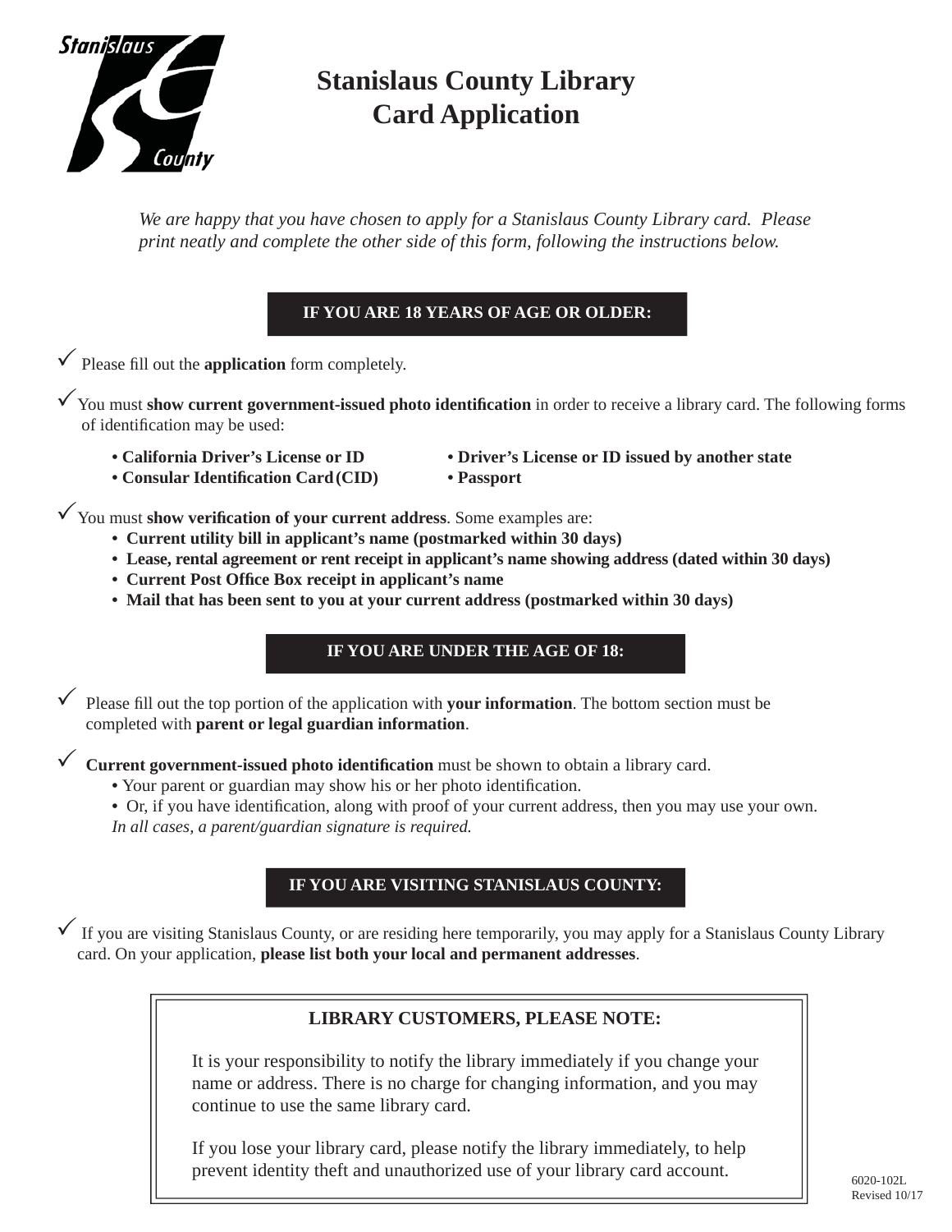# Stanislaus County Library Card Application

*We are happy that you have chosen to apply for a Stanislaus County Library card. Please print neatly and complete the other side of this form, following the instructions below.*

## IF YOU ARE 18 YEARS OF AGE OR OLDER:

✓ Please fill out the **application** form completely.

✓ You must **show current government-issued photo identification** in order to receive a library card. The following forms of identification may be used:

- **California Driver's License or ID**
- **Consular Identification Card (CID)**
- **Driver's License or ID issued by another state**
- **Passport**

✓ You must **show verification of your current address**. Some examples are:

- **Current utility bill in applicant's name (postmarked within 30 days)**
- **Lease, rental agreement or rent receipt in applicant's name showing address (dated within 30 days)**
- **Current Post Office Box receipt in applicant's name**
- **Mail that has been sent to you at your current address (postmarked within 30 days)**

## IF YOU ARE UNDER THE AGE OF 18:

✓ Please fill out the top portion of the application with **your information**. The bottom section must be completed with **parent or legal guardian information**.

✓ **Current government-issued photo identification** must be shown to obtain a library card.

- Your parent or guardian may show his or her photo identification.
- Or, if you have identification, along with proof of your current address, then you may use your own.

*In all cases, a parent/guardian signature is required.*

## IF YOU ARE VISITING STANISLAUS COUNTY:

✓ If you are visiting Stanislaus County, or are residing here temporarily, you may apply for a Stanislaus County Library card. On your application, **please list both your local and permanent addresses**.

### LIBRARY CUSTOMERS, PLEASE NOTE:

It is your responsibility to notify the library immediately if you change your name or address. There is no charge for changing information, and you may continue to use the same library card.

If you lose your library card, please notify the library immediately, to help prevent identity theft and unauthorized use of your library card account.

6020-102L
Revised 10/17